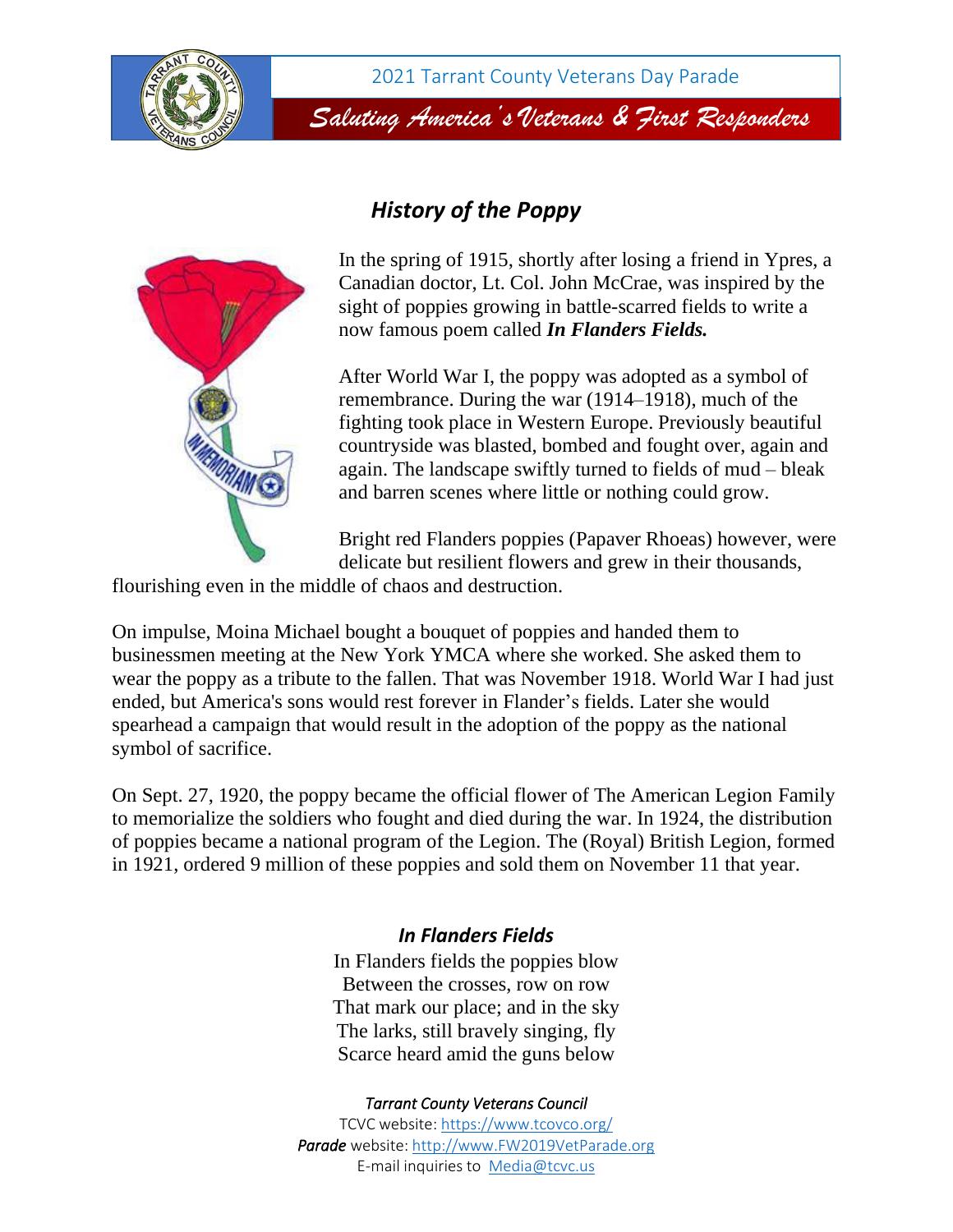2021 Tarrant County Veterans Day Parade

*Saluting America's Veterans & First Responders*

## *History of the Poppy*

In the spring of 1915, shortly after losing a friend in Ypres, a Canadian doctor, Lt. Col. John McCrae, was inspired by the sight of poppies growing in battle-scarred fields to write a now famous poem called ***In Flanders Fields.***

After World War I, the poppy was adopted as a symbol of remembrance. During the war (1914–1918), much of the fighting took place in Western Europe. Previously beautiful countryside was blasted, bombed and fought over, again and again. The landscape swiftly turned to fields of mud – bleak and barren scenes where little or nothing could grow.

Bright red Flanders poppies (Papaver Rhoeas) however, were delicate but resilient flowers and grew in their thousands, flourishing even in the middle of chaos and destruction.

On impulse, Moina Michael bought a bouquet of poppies and handed them to businessmen meeting at the New York YMCA where she worked. She asked them to wear the poppy as a tribute to the fallen. That was November 1918. World War I had just ended, but America's sons would rest forever in Flander's fields. Later she would spearhead a campaign that would result in the adoption of the poppy as the national symbol of sacrifice.

On Sept. 27, 1920, the poppy became the official flower of The American Legion Family to memorialize the soldiers who fought and died during the war. In 1924, the distribution of poppies became a national program of the Legion. The (Royal) British Legion, formed in 1921, ordered 9 million of these poppies and sold them on November 11 that year.

### *In Flanders Fields*

In Flanders fields the poppies blow
Between the crosses, row on row
That mark our place; and in the sky
The larks, still bravely singing, fly
Scarce heard amid the guns below

*Tarrant County Veterans Council*
TCVC website: https://www.tcovco.org/
*Parade* website: http://www.FW2019VetParade.org
E-mail inquiries to Media@tcvc.us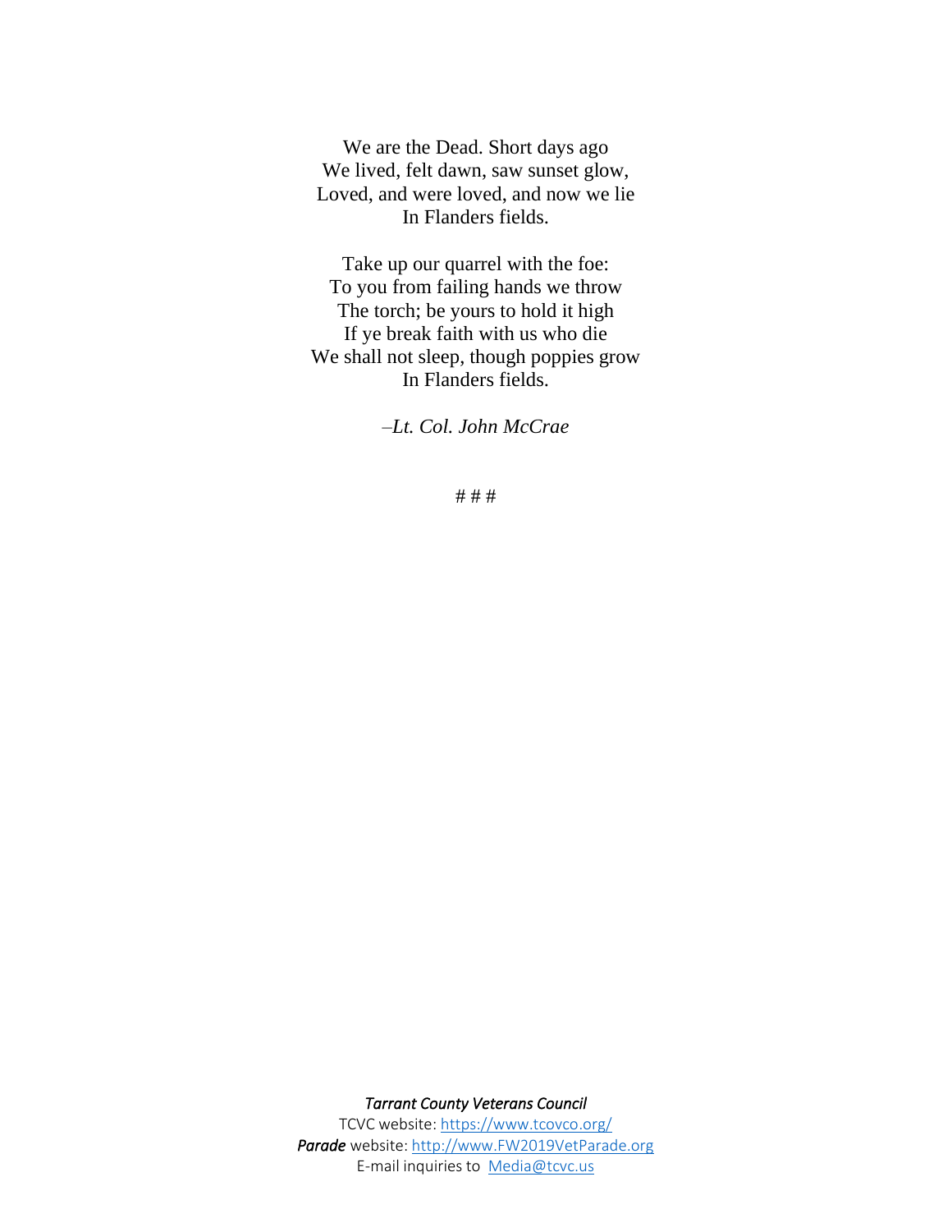We are the Dead. Short days ago
We lived, felt dawn, saw sunset glow,
Loved, and were loved, and now we lie
In Flanders fields.

Take up our quarrel with the foe:
To you from failing hands we throw
The torch; be yours to hold it high
If ye break faith with us who die
We shall not sleep, though poppies grow
In Flanders fields.

*–Lt. Col. John McCrae*

# # #

***Tarrant County Veterans Council***
TCVC website: https://www.tcovco.org/
***Parade*** website: http://www.FW2019VetParade.org
E-mail inquiries to Media@tcvc.us